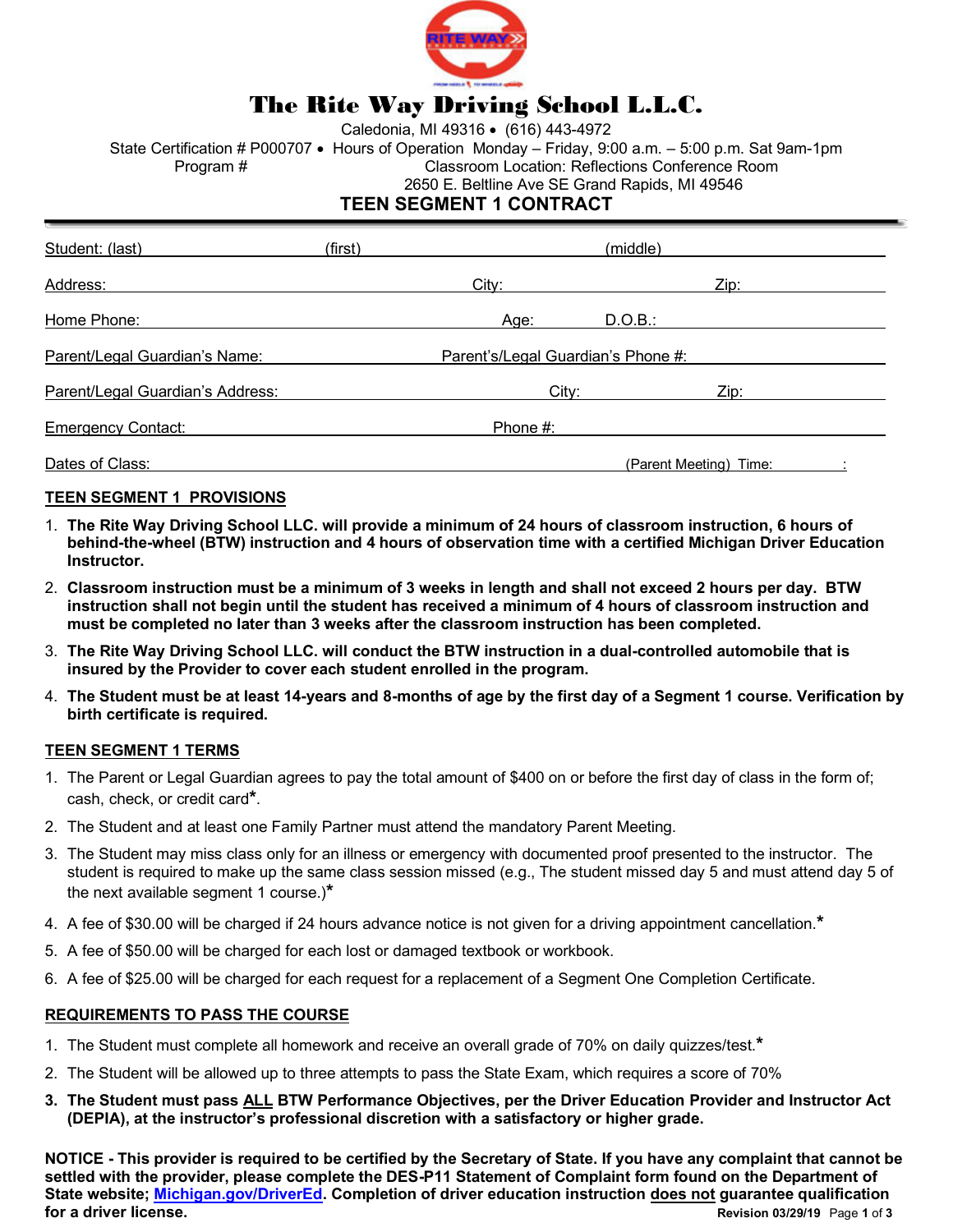# The Rite Way Driving School L.L.C.

Caledonia, MI 49316 • (616) 443-4972

State Certification # P000707 • Hours of Operation Monday – Friday, 9:00 a.m. – 5:00 p.m. Sat 9am-1pm

Program # Classroom Location: Reflections Conference Room

2650 E. Beltline Ave SE Grand Rapids, MI 49546

## TEEN SEGMENT 1 CONTRACT

Student: (last) _______________ (first) _______________ (middle) _______________

Address: _______________ City: _______________ Zip: _______________

Home Phone: _______________ Age: _______ D.O.B.: _______________

Parent/Legal Guardian's Name: _______________ Parent's/Legal Guardian's Phone #: _______________

Parent/Legal Guardian's Address: _______________ City: _______________ Zip: _______________

Emergency Contact: _______________ Phone #: _______________

Dates of Class: _______________ (Parent Meeting) Time: _______ : _______

### TEEN SEGMENT 1 PROVISIONS

1. **The Rite Way Driving School LLC. will provide a minimum of 24 hours of classroom instruction, 6 hours of behind-the-wheel (BTW) instruction and 4 hours of observation time with a certified Michigan Driver Education Instructor.**
2. **Classroom instruction must be a minimum of 3 weeks in length and shall not exceed 2 hours per day. BTW instruction shall not begin until the student has received a minimum of 4 hours of classroom instruction and must be completed no later than 3 weeks after the classroom instruction has been completed.**
3. **The Rite Way Driving School LLC. will conduct the BTW instruction in a dual-controlled automobile that is insured by the Provider to cover each student enrolled in the program.**
4. **The Student must be at least 14-years and 8-months of age by the first day of a Segment 1 course. Verification by birth certificate is required.**

### TEEN SEGMENT 1 TERMS

1. The Parent or Legal Guardian agrees to pay the total amount of $400 on or before the first day of class in the form of; cash, check, or credit card*.
2. The Student and at least one Family Partner must attend the mandatory Parent Meeting.
3. The Student may miss class only for an illness or emergency with documented proof presented to the instructor. The student is required to make up the same class session missed (e.g., The student missed day 5 and must attend day 5 of the next available segment 1 course.)*
4. A fee of $30.00 will be charged if 24 hours advance notice is not given for a driving appointment cancellation.*
5. A fee of $50.00 will be charged for each lost or damaged textbook or workbook.
6. A fee of $25.00 will be charged for each request for a replacement of a Segment One Completion Certificate.

### REQUIREMENTS TO PASS THE COURSE

1. The Student must complete all homework and receive an overall grade of 70% on daily quizzes/test.*
2. The Student will be allowed up to three attempts to pass the State Exam, which requires a score of 70%
3. **The Student must pass ALL BTW Performance Objectives, per the Driver Education Provider and Instructor Act (DEPIA), at the instructor's professional discretion with a satisfactory or higher grade.**

**NOTICE - This provider is required to be certified by the Secretary of State. If you have any complaint that cannot be settled with the provider, please complete the DES-P11 Statement of Complaint form found on the Department of State website; Michigan.gov/DriverEd. Completion of driver education instruction does not guarantee qualification for a driver license.**

**Revision 03/29/19**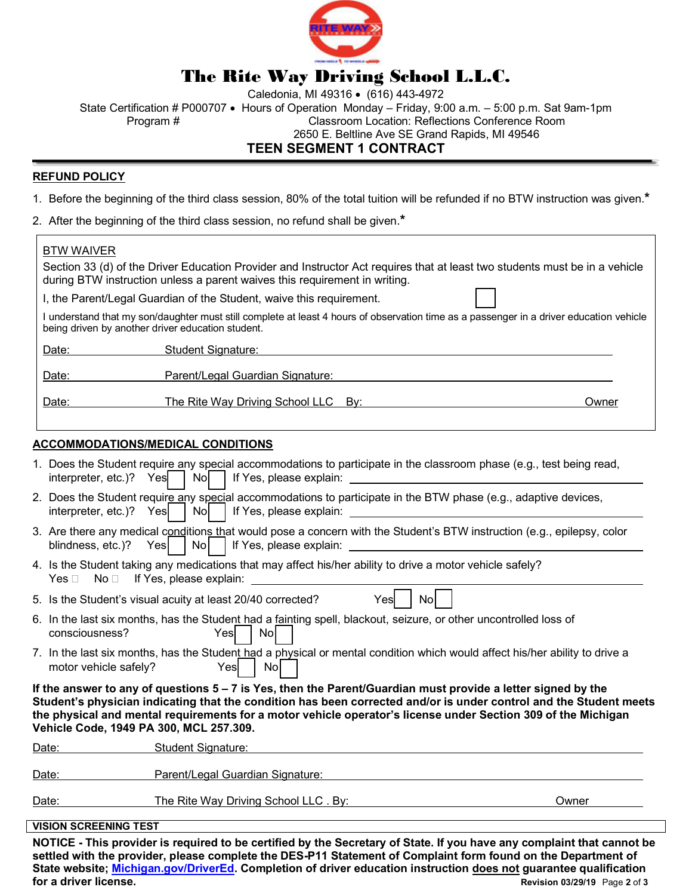# The Rite Way Driving School L.L.C.

Caledonia, MI 49316 • (616) 443-4972

State Certification # P000707 • Hours of Operation Monday – Friday, 9:00 a.m. – 5:00 p.m. Sat 9am-1pm

Program # Classroom Location: Reflections Conference Room

2650 E. Beltline Ave SE Grand Rapids, MI 49546

## TEEN SEGMENT 1 CONTRACT

**REFUND POLICY**

1. Before the beginning of the third class session, 80% of the total tuition will be refunded if no BTW instruction was given.*
2. After the beginning of the third class session, no refund shall be given.*

BTW WAIVER

Section 33 (d) of the Driver Education Provider and Instructor Act requires that at least two students must be in a vehicle during BTW instruction unless a parent waives this requirement in writing.

I, the Parent/Legal Guardian of the Student, waive this requirement. ☐

I understand that my son/daughter must still complete at least 4 hours of observation time as a passenger in a driver education vehicle being driven by another driver education student.

Date: \_\_\_\_\_\_\_\_ Student Signature: \_\_\_\_\_\_\_\_\_\_\_\_\_\_\_\_\_\_\_\_

Date: \_\_\_\_\_\_\_\_ Parent/Legal Guardian Signature: \_\_\_\_\_\_\_\_\_\_\_\_\_\_\_\_\_\_\_\_

Date: \_\_\_\_\_\_\_\_ The Rite Way Driving School LLC By: \_\_\_\_\_\_\_\_\_\_\_\_\_\_\_\_\_\_\_\_ Owner

**ACCOMMODATIONS/MEDICAL CONDITIONS**

1. Does the Student require any special accommodations to participate in the classroom phase (e.g., test being read, interpreter, etc.)? Yes ☐ No ☐ If Yes, please explain: \_\_\_\_\_\_\_\_\_\_\_\_\_\_\_\_\_\_\_\_
2. Does the Student require any special accommodations to participate in the BTW phase (e.g., adaptive devices, interpreter, etc.)? Yes ☐ No ☐ If Yes, please explain: \_\_\_\_\_\_\_\_\_\_\_\_\_\_\_\_\_\_\_\_
3. Are there any medical conditions that would pose a concern with the Student's BTW instruction (e.g., epilepsy, color blindness, etc.)? Yes ☐ No ☐ If Yes, please explain: \_\_\_\_\_\_\_\_\_\_\_\_\_\_\_\_\_\_\_\_
4. Is the Student taking any medications that may affect his/her ability to drive a motor vehicle safely? Yes ☐ No ☐ If Yes, please explain: \_\_\_\_\_\_\_\_\_\_\_\_\_\_\_\_\_\_\_\_
5. Is the Student's visual acuity at least 20/40 corrected? Yes ☐ No ☐
6. In the last six months, has the Student had a fainting spell, blackout, seizure, or other uncontrolled loss of consciousness? Yes ☐ No ☐
7. In the last six months, has the Student had a physical or mental condition which would affect his/her ability to drive a motor vehicle safely? Yes ☐ No ☐

**If the answer to any of questions 5 – 7 is Yes, then the Parent/Guardian must provide a letter signed by the Student's physician indicating that the condition has been corrected and/or is under control and the Student meets the physical and mental requirements for a motor vehicle operator's license under Section 309 of the Michigan Vehicle Code, 1949 PA 300, MCL 257.309.**

Date: \_\_\_\_\_\_\_\_ Student Signature: \_\_\_\_\_\_\_\_\_\_\_\_\_\_\_\_\_\_\_\_

Date: \_\_\_\_\_\_\_\_ Parent/Legal Guardian Signature: \_\_\_\_\_\_\_\_\_\_\_\_\_\_\_\_\_\_\_\_

Date: \_\_\_\_\_\_\_\_ The Rite Way Driving School LLC . By: \_\_\_\_\_\_\_\_\_\_\_\_\_\_\_\_\_\_\_\_ Owner

**VISION SCREENING TEST**

**NOTICE - This provider is required to be certified by the Secretary of State. If you have any complaint that cannot be settled with the provider, please complete the DES-P11 Statement of Complaint form found on the Department of State website; [Michigan.gov/DriverEd](Michigan.gov/DriverEd). Completion of driver education instruction does not guarantee qualification for a driver license.**

**Revision 03/29/19**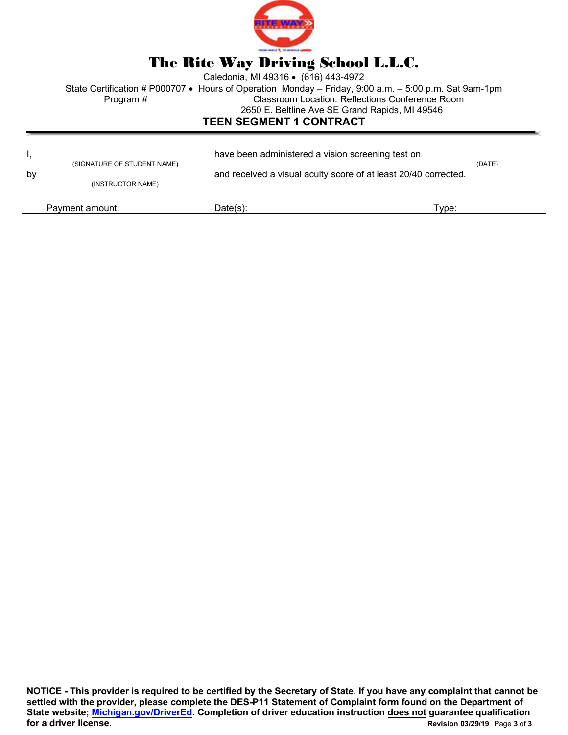# The Rite Way Driving School L.L.C.

Caledonia, MI 49316 • (616) 443-4972

State Certification # P000707 • Hours of Operation Monday – Friday, 9:00 a.m. – 5:00 p.m. Sat 9am-1pm

Program # Classroom Location: Reflections Conference Room

2650 E. Beltline Ave SE Grand Rapids, MI 49546

## TEEN SEGMENT 1 CONTRACT

I, ______________________________ have been administered a vision screening test on ______________________
(SIGNATURE OF STUDENT NAME) (DATE)

by ______________________________ and received a visual acuity score of at least 20/40 corrected.
(INSTRUCTOR NAME)

Payment amount: Date(s): Type:

**NOTICE - This provider is required to be certified by the Secretary of State. If you have any complaint that cannot be settled with the provider, please complete the DES-P11 Statement of Complaint form found on the Department of State website; Michigan.gov/DriverEd. Completion of driver education instruction does not guarantee qualification for a driver license.**

**Revision 03/29/19**